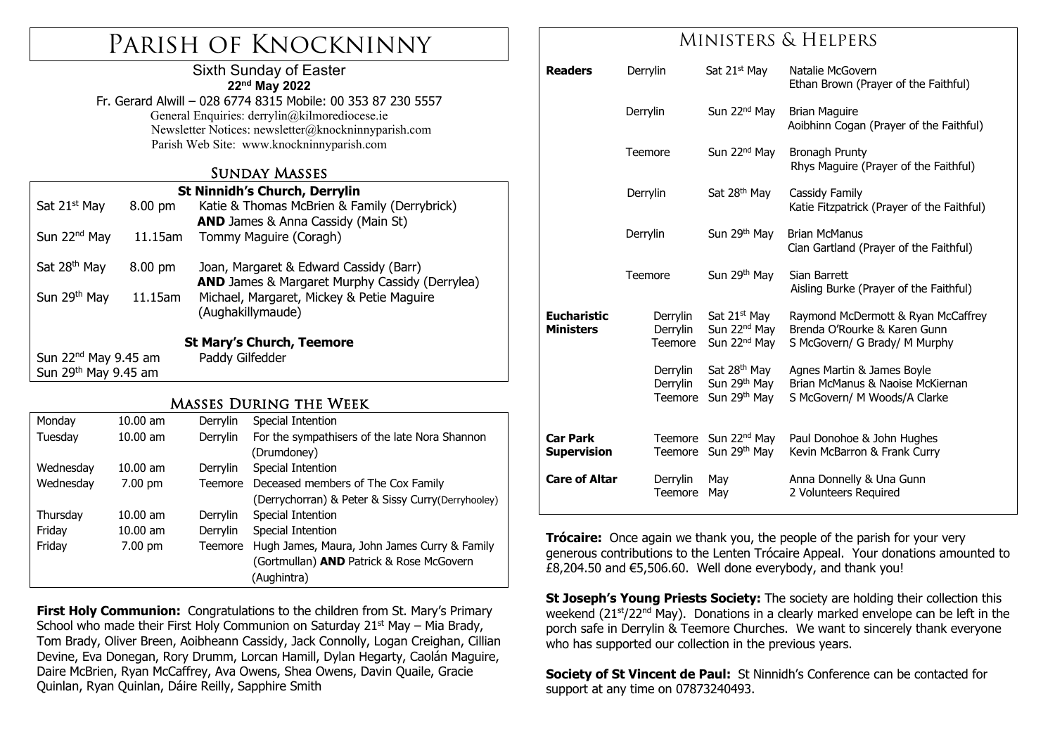# Parish of Knockninny

Sixth Sunday of Easter
**22nd May 2022**

Fr. Gerard Alwill – 028 6774 8315 Mobile: 00 353 87 230 5557
General Enquiries: derrylin@kilmorediocese.ie
Newsletter Notices: newsletter@knockninnyparish.com
Parish Web Site: www.knockninnyparish.com

## Sunday Masses

**St Ninnidh's Church, Derrylin**

| | | |
|---|---|---|
| Sat 21st May | 8.00 pm | Katie & Thomas McBrien & Family (Derrybrick) **AND** James & Anna Cassidy (Main St) |
| Sun 22nd May | 11.15am | Tommy Maguire (Coragh) |
| Sat 28th May | 8.00 pm | Joan, Margaret & Edward Cassidy (Barr) **AND** James & Margaret Murphy Cassidy (Derrylea) |
| Sun 29th May | 11.15am | Michael, Margaret, Mickey & Petie Maguire (Aughakillymaude) |

**St Mary's Church, Teemore**

| | |
|---|---|
| Sun 22nd May 9.45 am | Paddy Gilfedder |
| Sun 29th May 9.45 am | |

## Masses During the Week

| | | | |
|---|---|---|---|
| Monday | 10.00 am | Derrylin | Special Intention |
| Tuesday | 10.00 am | Derrylin | For the sympathisers of the late Nora Shannon (Drumdoney) |
| Wednesday | 10.00 am | Derrylin | Special Intention |
| Wednesday | 7.00 pm | Teemore | Deceased members of The Cox Family (Derrychorran) & Peter & Sissy Curry(Derryhooley) |
| Thursday | 10.00 am | Derrylin | Special Intention |
| Friday | 10.00 am | Derrylin | Special Intention |
| Friday | 7.00 pm | Teemore | Hugh James, Maura, John James Curry & Family (Gortmullan) **AND** Patrick & Rose McGovern (Aughintra) |

**First Holy Communion:** Congratulations to the children from St. Mary's Primary School who made their First Holy Communion on Saturday 21st May – Mia Brady, Tom Brady, Oliver Breen, Aoibheann Cassidy, Jack Connolly, Logan Creighan, Cillian Devine, Eva Donegan, Rory Drumm, Lorcan Hamill, Dylan Hegarty, Caolán Maguire, Daire McBrien, Ryan McCaffrey, Ava Owens, Shea Owens, Davin Quaile, Gracie Quinlan, Ryan Quinlan, Dáire Reilly, Sapphire Smith

## Ministers & Helpers

| | | | |
|---|---|---|---|
| **Readers** | Derrylin | Sat 21st May | Natalie McGovern<br>Ethan Brown (Prayer of the Faithful) |
| | Derrylin | Sun 22nd May | Brian Maguire<br>Aoibhinn Cogan (Prayer of the Faithful) |
| | Teemore | Sun 22nd May | Bronagh Prunty<br>Rhys Maguire (Prayer of the Faithful) |
| | Derrylin | Sat 28th May | Cassidy Family<br>Katie Fitzpatrick (Prayer of the Faithful) |
| | Derrylin | Sun 29th May | Brian McManus<br>Cian Gartland (Prayer of the Faithful) |
| | Teemore | Sun 29th May | Sian Barrett<br>Aisling Burke (Prayer of the Faithful) |
| **Eucharistic Ministers** | Derrylin | Sat 21st May | Raymond McDermott & Ryan McCaffrey |
| | Derrylin | Sun 22nd May | Brenda O'Rourke & Karen Gunn |
| | Teemore | Sun 22nd May | S McGovern/ G Brady/ M Murphy |
| | Derrylin | Sat 28th May | Agnes Martin & James Boyle |
| | Derrylin | Sun 29th May | Brian McManus & Naoise McKiernan |
| | Teemore | Sun 29th May | S McGovern/ M Woods/A Clarke |
| **Car Park Supervision** | Teemore | Sun 22nd May | Paul Donohoe & John Hughes |
| | Teemore | Sun 29th May | Kevin McBarron & Frank Curry |
| **Care of Altar** | Derrylin | May | Anna Donnelly & Una Gunn |
| | Teemore | May | 2 Volunteers Required |

**Trócaire:** Once again we thank you, the people of the parish for your very generous contributions to the Lenten Trócaire Appeal. Your donations amounted to £8,204.50 and €5,506.60. Well done everybody, and thank you!

**St Joseph's Young Priests Society:** The society are holding their collection this weekend (21st/22nd May). Donations in a clearly marked envelope can be left in the porch safe in Derrylin & Teemore Churches. We want to sincerely thank everyone who has supported our collection in the previous years.

**Society of St Vincent de Paul:** St Ninnidh's Conference can be contacted for support at any time on 07873240493.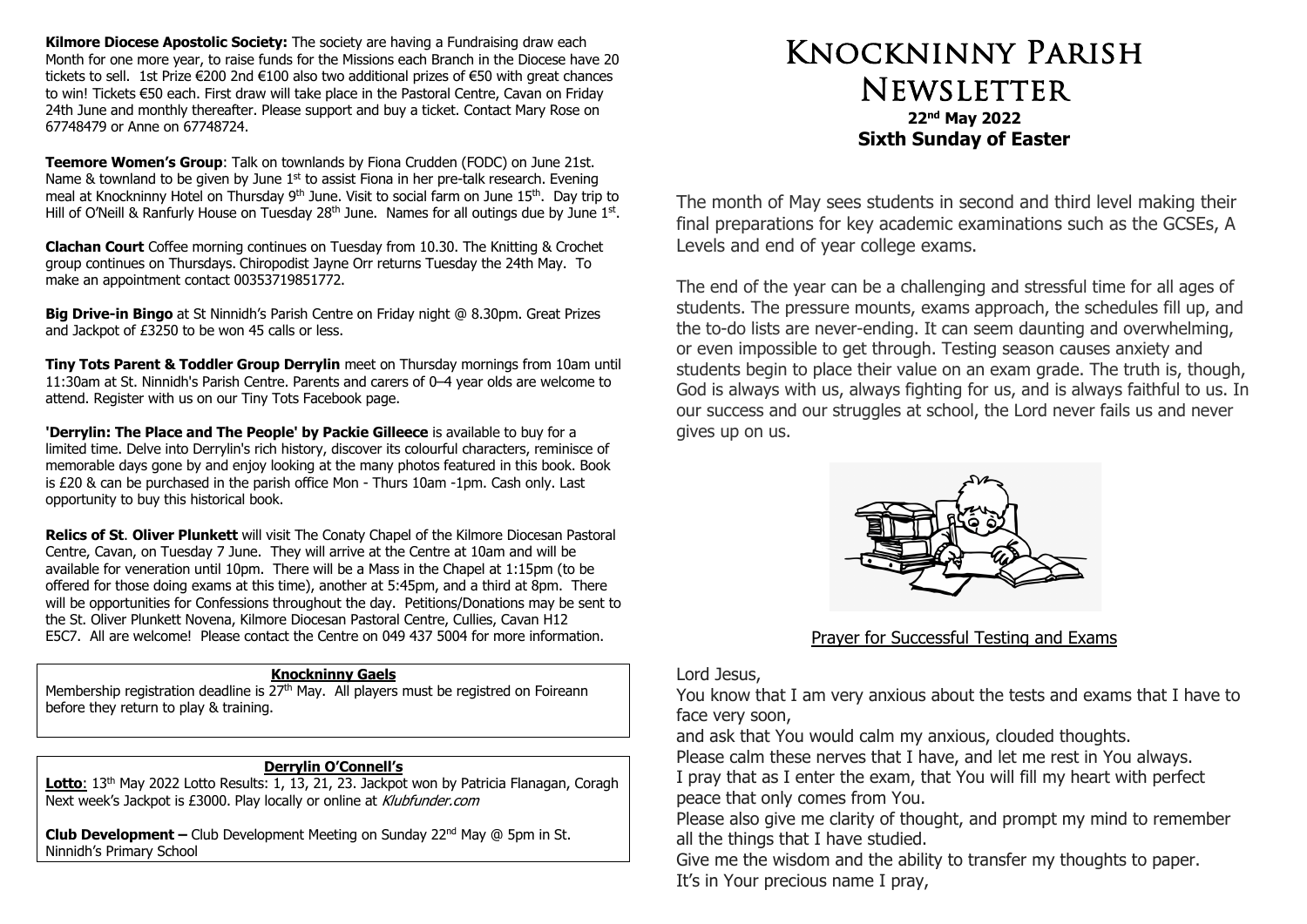**Kilmore Diocese Apostolic Society:** The society are having a Fundraising draw each Month for one more year, to raise funds for the Missions each Branch in the Diocese have 20 tickets to sell. 1st Prize €200 2nd €100 also two additional prizes of €50 with great chances to win! Tickets €50 each. First draw will take place in the Pastoral Centre, Cavan on Friday 24th June and monthly thereafter. Please support and buy a ticket. Contact Mary Rose on 67748479 or Anne on 67748724.

**Teemore Women's Group**: Talk on townlands by Fiona Crudden (FODC) on June 21st. Name & townland to be given by June 1st to assist Fiona in her pre-talk research. Evening meal at Knockninny Hotel on Thursday 9th June. Visit to social farm on June 15th. Day trip to Hill of O'Neill & Ranfurly House on Tuesday 28th June. Names for all outings due by June 1st.

**Clachan Court** Coffee morning continues on Tuesday from 10.30. The Knitting & Crochet group continues on Thursdays. Chiropodist Jayne Orr returns Tuesday the 24th May. To make an appointment contact 00353719851772.

**Big Drive-in Bingo** at St Ninnidh's Parish Centre on Friday night @ 8.30pm. Great Prizes and Jackpot of £3250 to be won 45 calls or less.

**Tiny Tots Parent & Toddler Group Derrylin** meet on Thursday mornings from 10am until 11:30am at St. Ninnidh's Parish Centre. Parents and carers of 0–4 year olds are welcome to attend. Register with us on our Tiny Tots Facebook page.

**'Derrylin: The Place and The People' by Packie Gilleece** is available to buy for a limited time. Delve into Derrylin's rich history, discover its colourful characters, reminisce of memorable days gone by and enjoy looking at the many photos featured in this book. Book is £20 & can be purchased in the parish office Mon - Thurs 10am -1pm. Cash only. Last opportunity to buy this historical book.

**Relics of St**. **Oliver Plunkett** will visit The Conaty Chapel of the Kilmore Diocesan Pastoral Centre, Cavan, on Tuesday 7 June. They will arrive at the Centre at 10am and will be available for veneration until 10pm. There will be a Mass in the Chapel at 1:15pm (to be offered for those doing exams at this time), another at 5:45pm, and a third at 8pm. There will be opportunities for Confessions throughout the day. Petitions/Donations may be sent to the St. Oliver Plunkett Novena, Kilmore Diocesan Pastoral Centre, Cullies, Cavan H12 E5C7. All are welcome! Please contact the Centre on 049 437 5004 for more information.

**Knockninny Gaels**

Membership registration deadline is 27th May. All players must be registred on Foireann before they return to play & training.

**Derrylin O'Connell's**

**Lotto**: 13th May 2022 Lotto Results: 1, 13, 21, 23. Jackpot won by Patricia Flanagan, Coragh Next week's Jackpot is £3000. Play locally or online at *Klubfunder.com*

**Club Development –** Club Development Meeting on Sunday 22nd May @ 5pm in St. Ninnidh's Primary School

# Knockninny Parish Newsletter

**22nd May 2022**
**Sixth Sunday of Easter**

The month of May sees students in second and third level making their final preparations for key academic examinations such as the GCSEs, A Levels and end of year college exams.

The end of the year can be a challenging and stressful time for all ages of students. The pressure mounts, exams approach, the schedules fill up, and the to-do lists are never-ending. It can seem daunting and overwhelming, or even impossible to get through. Testing season causes anxiety and students begin to place their value on an exam grade. The truth is, though, God is always with us, always fighting for us, and is always faithful to us. In our success and our struggles at school, the Lord never fails us and never gives up on us.

Prayer for Successful Testing and Exams

Lord Jesus,
You know that I am very anxious about the tests and exams that I have to face very soon,
and ask that You would calm my anxious, clouded thoughts.
Please calm these nerves that I have, and let me rest in You always.
I pray that as I enter the exam, that You will fill my heart with perfect peace that only comes from You.
Please also give me clarity of thought, and prompt my mind to remember all the things that I have studied.
Give me the wisdom and the ability to transfer my thoughts to paper.
It's in Your precious name I pray,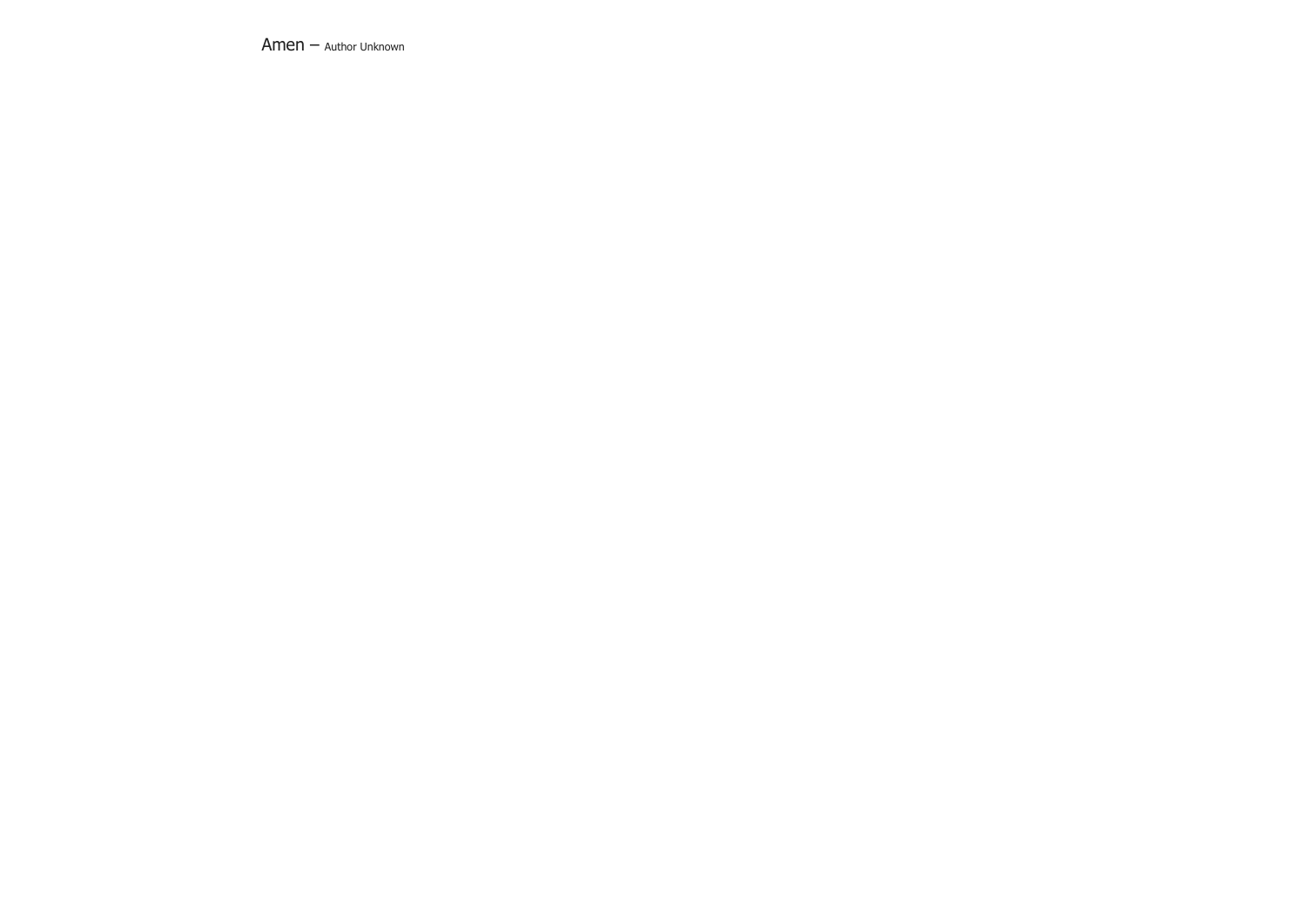Amen – Author Unknown